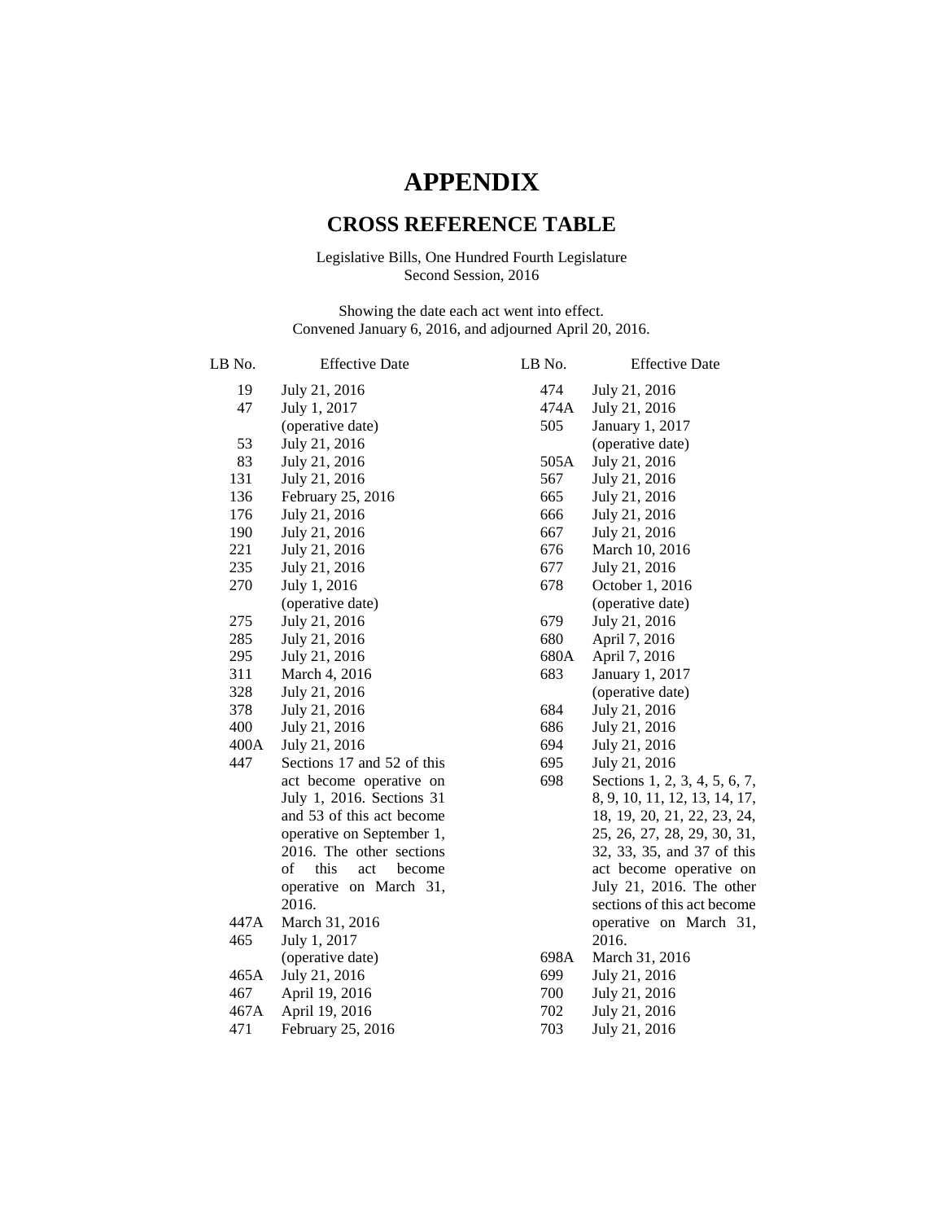# APPENDIX

## CROSS REFERENCE TABLE

Legislative Bills, One Hundred Fourth Legislature
Second Session, 2016

Showing the date each act went into effect.
Convened January 6, 2016, and adjourned April 20, 2016.

| LB No. | Effective Date |
|---|---|
| 19 | July 21, 2016 |
| 47 | July 1, 2017 (operative date) |
| 53 | July 21, 2016 |
| 83 | July 21, 2016 |
| 131 | July 21, 2016 |
| 136 | February 25, 2016 |
| 176 | July 21, 2016 |
| 190 | July 21, 2016 |
| 221 | July 21, 2016 |
| 235 | July 21, 2016 |
| 270 | July 1, 2016 (operative date) |
| 275 | July 21, 2016 |
| 285 | July 21, 2016 |
| 295 | July 21, 2016 |
| 311 | March 4, 2016 |
| 328 | July 21, 2016 |
| 378 | July 21, 2016 |
| 400 | July 21, 2016 |
| 400A | July 21, 2016 |
| 447 | Sections 17 and 52 of this act become operative on July 1, 2016. Sections 31 and 53 of this act become operative on September 1, 2016. The other sections of this act become operative on March 31, 2016. |
| 447A | March 31, 2016 |
| 465 | July 1, 2017 (operative date) |
| 465A | July 21, 2016 |
| 467 | April 19, 2016 |
| 467A | April 19, 2016 |
| 471 | February 25, 2016 |
| 474 | July 21, 2016 |
| 474A | July 21, 2016 |
| 505 | January 1, 2017 (operative date) |
| 505A | July 21, 2016 |
| 567 | July 21, 2016 |
| 665 | July 21, 2016 |
| 666 | July 21, 2016 |
| 667 | July 21, 2016 |
| 676 | March 10, 2016 |
| 677 | July 21, 2016 |
| 678 | October 1, 2016 (operative date) |
| 679 | July 21, 2016 |
| 680 | April 7, 2016 |
| 680A | April 7, 2016 |
| 683 | January 1, 2017 (operative date) |
| 684 | July 21, 2016 |
| 686 | July 21, 2016 |
| 694 | July 21, 2016 |
| 695 | July 21, 2016 |
| 698 | Sections 1, 2, 3, 4, 5, 6, 7, 8, 9, 10, 11, 12, 13, 14, 17, 18, 19, 20, 21, 22, 23, 24, 25, 26, 27, 28, 29, 30, 31, 32, 33, 35, and 37 of this act become operative on July 21, 2016. The other sections of this act become operative on March 31, 2016. |
| 698A | March 31, 2016 |
| 699 | July 21, 2016 |
| 700 | July 21, 2016 |
| 702 | July 21, 2016 |
| 703 | July 21, 2016 |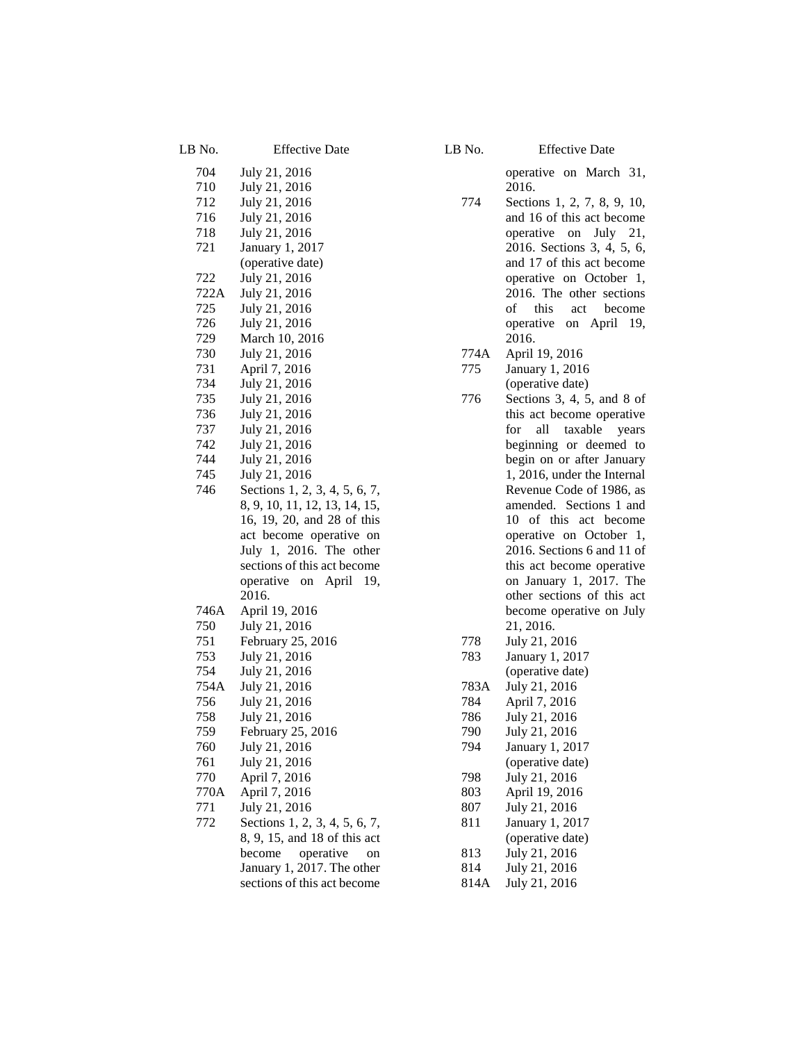| LB No. | Effective Date |
|---|---|
| 704 | July 21, 2016 |
| 710 | July 21, 2016 |
| 712 | July 21, 2016 |
| 716 | July 21, 2016 |
| 718 | July 21, 2016 |
| 721 | January 1, 2017 (operative date) |
| 722 | July 21, 2016 |
| 722A | July 21, 2016 |
| 725 | July 21, 2016 |
| 726 | July 21, 2016 |
| 729 | March 10, 2016 |
| 730 | July 21, 2016 |
| 731 | April 7, 2016 |
| 734 | July 21, 2016 |
| 735 | July 21, 2016 |
| 736 | July 21, 2016 |
| 737 | July 21, 2016 |
| 742 | July 21, 2016 |
| 744 | July 21, 2016 |
| 745 | July 21, 2016 |
| 746 | Sections 1, 2, 3, 4, 5, 6, 7, 8, 9, 10, 11, 12, 13, 14, 15, 16, 19, 20, and 28 of this act become operative on July 1, 2016. The other sections of this act become operative on April 19, 2016. |
| 746A | April 19, 2016 |
| 750 | July 21, 2016 |
| 751 | February 25, 2016 |
| 753 | July 21, 2016 |
| 754 | July 21, 2016 |
| 754A | July 21, 2016 |
| 756 | July 21, 2016 |
| 758 | July 21, 2016 |
| 759 | February 25, 2016 |
| 760 | July 21, 2016 |
| 761 | July 21, 2016 |
| 770 | April 7, 2016 |
| 770A | April 7, 2016 |
| 771 | July 21, 2016 |
| 772 | Sections 1, 2, 3, 4, 5, 6, 7, 8, 9, 15, and 18 of this act become operative on January 1, 2017. The other sections of this act become operative on March 31, 2016. |
| 774 | Sections 1, 2, 7, 8, 9, 10, and 16 of this act become operative on July 21, 2016. Sections 3, 4, 5, 6, and 17 of this act become operative on October 1, 2016. The other sections of this act become operative on April 19, 2016. |
| 774A | April 19, 2016 |
| 775 | January 1, 2016 (operative date) |
| 776 | Sections 3, 4, 5, and 8 of this act become operative for all taxable years beginning or deemed to begin on or after January 1, 2016, under the Internal Revenue Code of 1986, as amended. Sections 1 and 10 of this act become operative on October 1, 2016. Sections 6 and 11 of this act become operative on January 1, 2017. The other sections of this act become operative on July 21, 2016. |
| 778 | July 21, 2016 |
| 783 | January 1, 2017 (operative date) |
| 783A | July 21, 2016 |
| 784 | April 7, 2016 |
| 786 | July 21, 2016 |
| 790 | July 21, 2016 |
| 794 | January 1, 2017 (operative date) |
| 798 | July 21, 2016 |
| 803 | April 19, 2016 |
| 807 | July 21, 2016 |
| 811 | January 1, 2017 (operative date) |
| 813 | July 21, 2016 |
| 814 | July 21, 2016 |
| 814A | July 21, 2016 |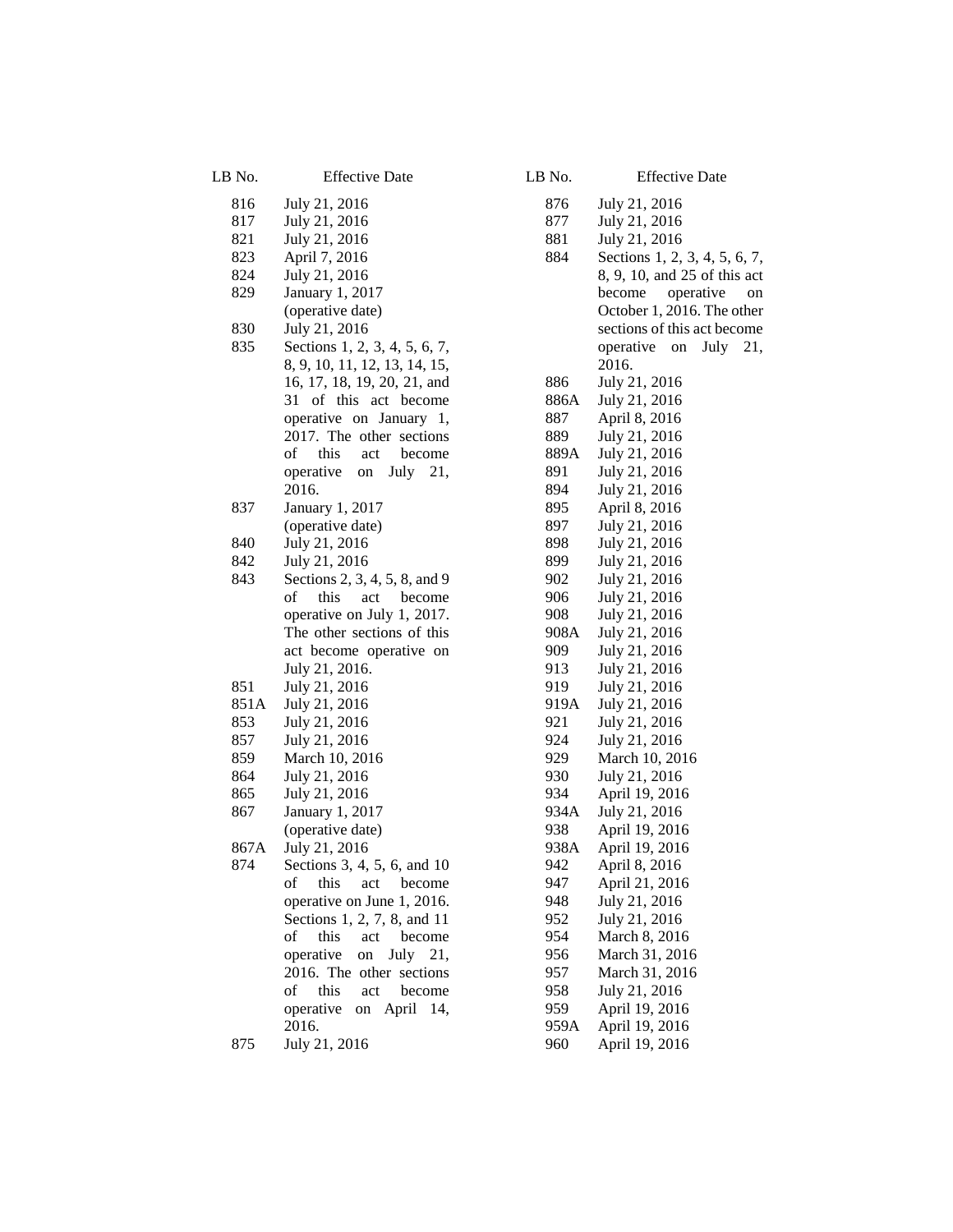| LB No. | Effective Date |
|---|---|
| 816 | July 21, 2016 |
| 817 | July 21, 2016 |
| 821 | July 21, 2016 |
| 823 | April 7, 2016 |
| 824 | July 21, 2016 |
| 829 | January 1, 2017 (operative date) |
| 830 | July 21, 2016 |
| 835 | Sections 1, 2, 3, 4, 5, 6, 7, 8, 9, 10, 11, 12, 13, 14, 15, 16, 17, 18, 19, 20, 21, and 31 of this act become operative on January 1, 2017. The other sections of this act become operative on July 21, 2016. |
| 837 | January 1, 2017 (operative date) |
| 840 | July 21, 2016 |
| 842 | July 21, 2016 |
| 843 | Sections 2, 3, 4, 5, 8, and 9 of this act become operative on July 1, 2017. The other sections of this act become operative on July 21, 2016. |
| 851 | July 21, 2016 |
| 851A | July 21, 2016 |
| 853 | July 21, 2016 |
| 857 | July 21, 2016 |
| 859 | March 10, 2016 |
| 864 | July 21, 2016 |
| 865 | July 21, 2016 |
| 867 | January 1, 2017 (operative date) |
| 867A | July 21, 2016 |
| 874 | Sections 3, 4, 5, 6, and 10 of this act become operative on June 1, 2016. Sections 1, 2, 7, 8, and 11 of this act become operative on July 21, 2016. The other sections of this act become operative on April 14, 2016. |
| 875 | July 21, 2016 |
| 876 | July 21, 2016 |
| 877 | July 21, 2016 |
| 881 | July 21, 2016 |
| 884 | Sections 1, 2, 3, 4, 5, 6, 7, 8, 9, 10, and 25 of this act become operative on October 1, 2016. The other sections of this act become operative on July 21, 2016. |
| 886 | July 21, 2016 |
| 886A | July 21, 2016 |
| 887 | April 8, 2016 |
| 889 | July 21, 2016 |
| 889A | July 21, 2016 |
| 891 | July 21, 2016 |
| 894 | July 21, 2016 |
| 895 | April 8, 2016 |
| 897 | July 21, 2016 |
| 898 | July 21, 2016 |
| 899 | July 21, 2016 |
| 902 | July 21, 2016 |
| 906 | July 21, 2016 |
| 908 | July 21, 2016 |
| 908A | July 21, 2016 |
| 909 | July 21, 2016 |
| 913 | July 21, 2016 |
| 919 | July 21, 2016 |
| 919A | July 21, 2016 |
| 921 | July 21, 2016 |
| 924 | July 21, 2016 |
| 929 | March 10, 2016 |
| 930 | July 21, 2016 |
| 934 | April 19, 2016 |
| 934A | July 21, 2016 |
| 938 | April 19, 2016 |
| 938A | April 19, 2016 |
| 942 | April 8, 2016 |
| 947 | April 21, 2016 |
| 948 | July 21, 2016 |
| 952 | July 21, 2016 |
| 954 | March 8, 2016 |
| 956 | March 31, 2016 |
| 957 | March 31, 2016 |
| 958 | July 21, 2016 |
| 959 | April 19, 2016 |
| 959A | April 19, 2016 |
| 960 | April 19, 2016 |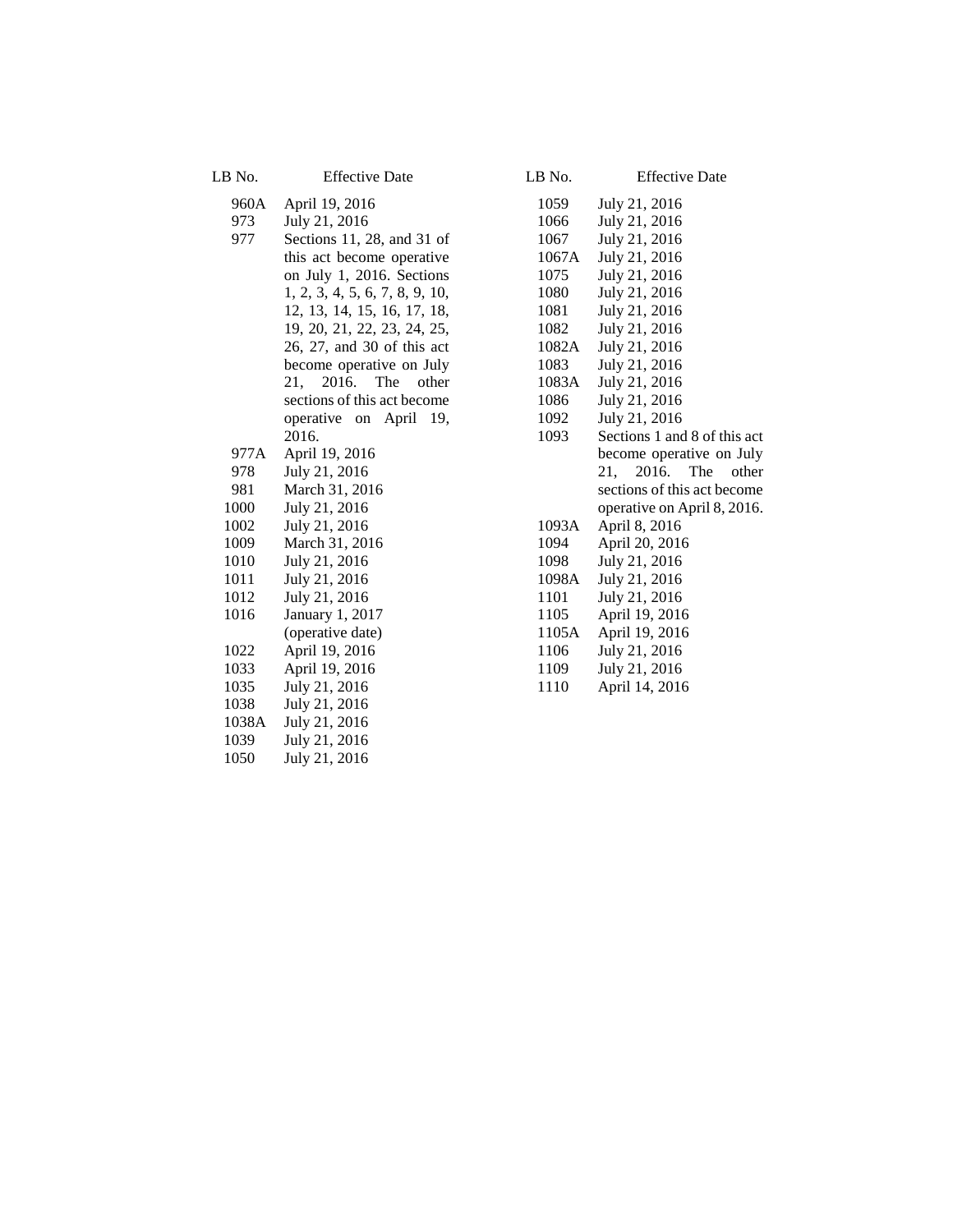| LB No. | Effective Date |
|---|---|
| 960A | April 19, 2016 |
| 973 | July 21, 2016 |
| 977 | Sections 11, 28, and 31 of this act become operative on July 1, 2016. Sections 1, 2, 3, 4, 5, 6, 7, 8, 9, 10, 12, 13, 14, 15, 16, 17, 18, 19, 20, 21, 22, 23, 24, 25, 26, 27, and 30 of this act become operative on July 21, 2016. The other sections of this act become operative on April 19, 2016. |
| 977A | April 19, 2016 |
| 978 | July 21, 2016 |
| 981 | March 31, 2016 |
| 1000 | July 21, 2016 |
| 1002 | July 21, 2016 |
| 1009 | March 31, 2016 |
| 1010 | July 21, 2016 |
| 1011 | July 21, 2016 |
| 1012 | July 21, 2016 |
| 1016 | January 1, 2017 (operative date) |
| 1022 | April 19, 2016 |
| 1033 | April 19, 2016 |
| 1035 | July 21, 2016 |
| 1038 | July 21, 2016 |
| 1038A | July 21, 2016 |
| 1039 | July 21, 2016 |
| 1050 | July 21, 2016 |
| 1059 | July 21, 2016 |
| 1066 | July 21, 2016 |
| 1067 | July 21, 2016 |
| 1067A | July 21, 2016 |
| 1075 | July 21, 2016 |
| 1080 | July 21, 2016 |
| 1081 | July 21, 2016 |
| 1082 | July 21, 2016 |
| 1082A | July 21, 2016 |
| 1083 | July 21, 2016 |
| 1083A | July 21, 2016 |
| 1086 | July 21, 2016 |
| 1092 | July 21, 2016 |
| 1093 | Sections 1 and 8 of this act become operative on July 21, 2016. The other sections of this act become operative on April 8, 2016. |
| 1093A | April 8, 2016 |
| 1094 | April 20, 2016 |
| 1098 | July 21, 2016 |
| 1098A | July 21, 2016 |
| 1101 | July 21, 2016 |
| 1105 | April 19, 2016 |
| 1105A | April 19, 2016 |
| 1106 | July 21, 2016 |
| 1109 | July 21, 2016 |
| 1110 | April 14, 2016 |